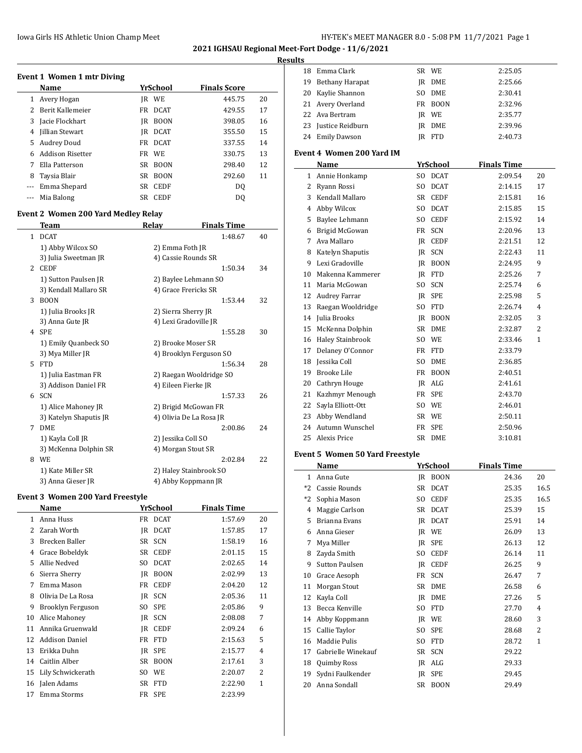Iowa Girls HS Athletic Union Champ Meet

## 2021 IGHSAU Regional Meet-Fort Dodge - 11/6/2021

### Results

#### Event 1 Women 1 mtr Diving

| | Name | Yr | School | Finals Score | |
|---|---|---|---|---|---|
| 1 | Avery Hogan | JR | WE | 445.75 | 20 |
| 2 | Berit Kallemeier | FR | DCAT | 429.55 | 17 |
| 3 | Jacie Flockhart | JR | BOON | 398.05 | 16 |
| 4 | Jillian Stewart | JR | DCAT | 355.50 | 15 |
| 5 | Audrey Doud | FR | DCAT | 337.55 | 14 |
| 6 | Addison Risetter | FR | WE | 330.75 | 13 |
| 7 | Ella Patterson | SR | BOON | 298.40 | 12 |
| 8 | Taysia Blair | SR | BOON | 292.60 | 11 |
| --- | Emma Shepard | SR | CEDF | DQ | |
| --- | Mia Balong | SR | CEDF | DQ | |

#### Event 2 Women 200 Yard Medley Relay

| | Team | Relay | Finals Time | |
|---|---|---|---|---|
| 1 | DCAT | | 1:48.67 | 40 |
| | 1) Abby Wilcox SO | 2) Emma Foth JR | | |
| | 3) Julia Sweetman JR | 4) Cassie Rounds SR | | |
| 2 | CEDF | | 1:50.34 | 34 |
| | 1) Sutton Paulsen JR | 2) Baylee Lehmann SO | | |
| | 3) Kendall Mallaro SR | 4) Grace Frericks SR | | |
| 3 | BOON | | 1:53.44 | 32 |
| | 1) Julia Brooks JR | 2) Sierra Sherry JR | | |
| | 3) Anna Gute JR | 4) Lexi Gradoville JR | | |
| 4 | SPE | | 1:55.28 | 30 |
| | 1) Emily Quanbeck SO | 2) Brooke Moser SR | | |
| | 3) Mya Miller JR | 4) Brooklyn Ferguson SO | | |
| 5 | FTD | | 1:56.34 | 28 |
| | 1) Julia Eastman FR | 2) Raegan Wooldridge SO | | |
| | 3) Addison Daniel FR | 4) Eileen Fierke JR | | |
| 6 | SCN | | 1:57.33 | 26 |
| | 1) Alice Mahoney JR | 2) Brigid McGowan FR | | |
| | 3) Katelyn Shaputis JR | 4) Olivia De La Rosa JR | | |
| 7 | DME | | 2:00.86 | 24 |
| | 1) Kayla Coll JR | 2) Jessika Coll SO | | |
| | 3) McKenna Dolphin SR | 4) Morgan Stout SR | | |
| 8 | WE | | 2:02.84 | 22 |
| | 1) Kate Miller SR | 2) Haley Stainbrook SO | | |
| | 3) Anna Gieser JR | 4) Abby Koppmann JR | | |

#### Event 3 Women 200 Yard Freestyle

| | Name | Yr | School | Finals Time | |
|---|---|---|---|---|---|
| 1 | Anna Huss | FR | DCAT | 1:57.69 | 20 |
| 2 | Zarah Worth | JR | DCAT | 1:57.85 | 17 |
| 3 | Brecken Baller | SR | SCN | 1:58.19 | 16 |
| 4 | Grace Bobeldyk | SR | CEDF | 2:01.15 | 15 |
| 5 | Allie Nedved | SO | DCAT | 2:02.65 | 14 |
| 6 | Sierra Sherry | JR | BOON | 2:02.99 | 13 |
| 7 | Emma Mason | FR | CEDF | 2:04.20 | 12 |
| 8 | Olivia De La Rosa | JR | SCN | 2:05.36 | 11 |
| 9 | Brooklyn Ferguson | SO | SPE | 2:05.86 | 9 |
| 10 | Alice Mahoney | JR | SCN | 2:08.08 | 7 |
| 11 | Annika Gruenwald | JR | CEDF | 2:09.24 | 6 |
| 12 | Addison Daniel | FR | FTD | 2:15.63 | 5 |
| 13 | Erikka Duhn | JR | SPE | 2:15.77 | 4 |
| 14 | Caitlin Alber | SR | BOON | 2:17.61 | 3 |
| 15 | Lily Schwickerath | SO | WE | 2:20.07 | 2 |
| 16 | Jalen Adams | SR | FTD | 2:22.90 | 1 |
| 17 | Emma Storms | FR | SPE | 2:23.99 | |
| 18 | Emma Clark | SR | WE | 2:25.05 | |
| 19 | Bethany Harapat | JR | DME | 2:25.66 | |
| 20 | Kaylie Shannon | SO | DME | 2:30.41 | |
| 21 | Avery Overland | FR | BOON | 2:32.96 | |
| 22 | Ava Bertram | JR | WE | 2:35.77 | |
| 23 | Justice Reidburn | JR | DME | 2:39.96 | |
| 24 | Emily Dawson | JR | FTD | 2:40.73 | |

#### Event 4 Women 200 Yard IM

| | Name | Yr | School | Finals Time | |
|---|---|---|---|---|---|
| 1 | Annie Honkamp | SO | DCAT | 2:09.54 | 20 |
| 2 | Ryann Rossi | SO | DCAT | 2:14.15 | 17 |
| 3 | Kendall Mallaro | SR | CEDF | 2:15.81 | 16 |
| 4 | Abby Wilcox | SO | DCAT | 2:15.85 | 15 |
| 5 | Baylee Lehmann | SO | CEDF | 2:15.92 | 14 |
| 6 | Brigid McGowan | FR | SCN | 2:20.96 | 13 |
| 7 | Ava Mallaro | JR | CEDF | 2:21.51 | 12 |
| 8 | Katelyn Shaputis | JR | SCN | 2:22.43 | 11 |
| 9 | Lexi Gradoville | JR | BOON | 2:24.95 | 9 |
| 10 | Makenna Kammerer | JR | FTD | 2:25.26 | 7 |
| 11 | Maria McGowan | SO | SCN | 2:25.74 | 6 |
| 12 | Audrey Farrar | JR | SPE | 2:25.98 | 5 |
| 13 | Raegan Wooldridge | SO | FTD | 2:26.74 | 4 |
| 14 | Julia Brooks | JR | BOON | 2:32.05 | 3 |
| 15 | McKenna Dolphin | SR | DME | 2:32.87 | 2 |
| 16 | Haley Stainbrook | SO | WE | 2:33.46 | 1 |
| 17 | Delaney O'Connor | FR | FTD | 2:33.79 | |
| 18 | Jessika Coll | SO | DME | 2:36.85 | |
| 19 | Brooke Lile | FR | BOON | 2:40.51 | |
| 20 | Cathryn Houge | JR | ALG | 2:41.61 | |
| 21 | Kazhmyr Menough | FR | SPE | 2:43.70 | |
| 22 | Sayla Elliott-Ott | SO | WE | 2:46.01 | |
| 23 | Abby Wendland | SR | WE | 2:50.11 | |
| 24 | Autumn Wunschel | FR | SPE | 2:50.96 | |
| 25 | Alexis Price | SR | DME | 3:10.81 | |

#### Event 5 Women 50 Yard Freestyle

| | Name | Yr | School | Finals Time | |
|---|---|---|---|---|---|
| 1 | Anna Gute | JR | BOON | 24.36 | 20 |
| *2 | Cassie Rounds | SR | DCAT | 25.35 | 16.5 |
| *2 | Sophia Mason | SO | CEDF | 25.35 | 16.5 |
| 4 | Maggie Carlson | SR | DCAT | 25.39 | 15 |
| 5 | Brianna Evans | JR | DCAT | 25.91 | 14 |
| 6 | Anna Gieser | JR | WE | 26.09 | 13 |
| 7 | Mya Miller | JR | SPE | 26.13 | 12 |
| 8 | Zayda Smith | SO | CEDF | 26.14 | 11 |
| 9 | Sutton Paulsen | JR | CEDF | 26.25 | 9 |
| 10 | Grace Aesoph | FR | SCN | 26.47 | 7 |
| 11 | Morgan Stout | SR | DME | 26.58 | 6 |
| 12 | Kayla Coll | JR | DME | 27.26 | 5 |
| 13 | Becca Kenville | SO | FTD | 27.70 | 4 |
| 14 | Abby Koppmann | JR | WE | 28.60 | 3 |
| 15 | Callie Taylor | SO | SPE | 28.68 | 2 |
| 16 | Maddie Pulis | SO | FTD | 28.72 | 1 |
| 17 | Gabrielle Winekauf | SR | SCN | 29.22 | |
| 18 | Quimby Ross | JR | ALG | 29.33 | |
| 19 | Sydni Faulkender | JR | SPE | 29.45 | |
| 20 | Anna Sondall | SR | BOON | 29.49 | |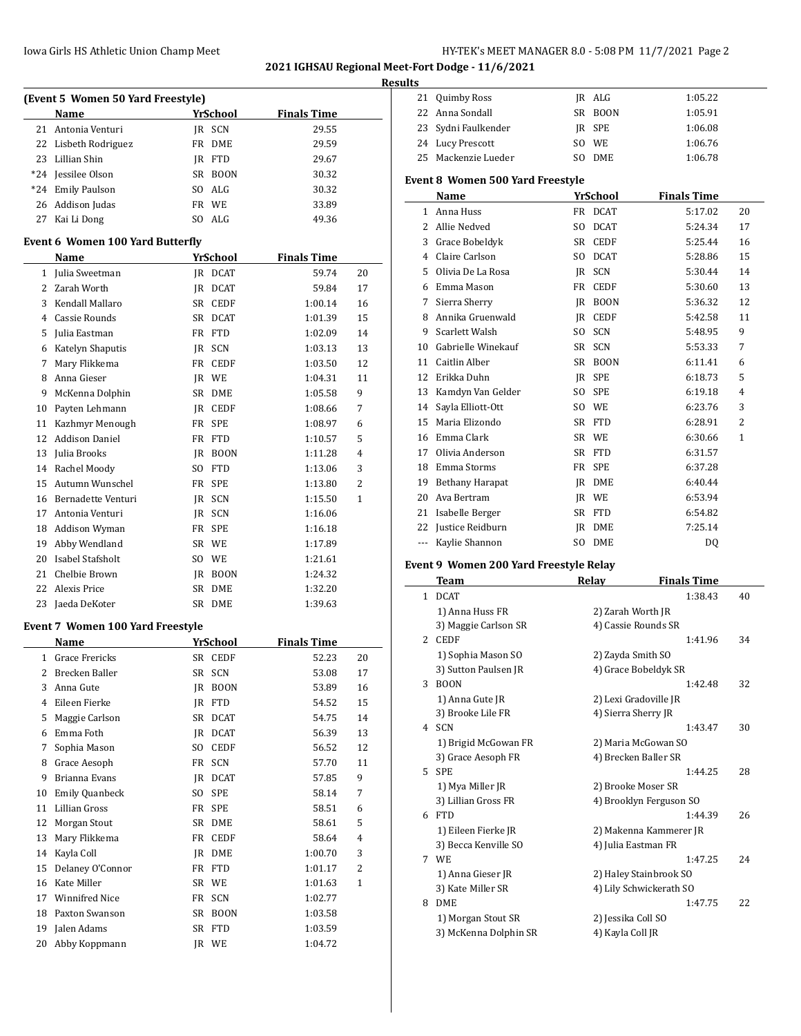## 2021 IGHSAU Regional Meet-Fort Dodge - 11/6/2021

### Results

#### (Event 5 Women 50 Yard Freestyle)

| | Name | Yr | School | Finals Time | |
|---|---|---|---|---|---|
| 21 | Antonia Venturi | JR | SCN | 29.55 | |
| 22 | Lisbeth Rodriguez | FR | DME | 29.59 | |
| 23 | Lillian Shin | JR | FTD | 29.67 | |
| *24 | Jessilee Olson | SR | BOON | 30.32 | |
| *24 | Emily Paulson | SO | ALG | 30.32 | |
| 26 | Addison Judas | FR | WE | 33.89 | |
| 27 | Kai Li Dong | SO | ALG | 49.36 | |

#### Event 6 Women 100 Yard Butterfly

| | Name | Yr | School | Finals Time | |
|---|---|---|---|---|---|
| 1 | Julia Sweetman | JR | DCAT | 59.74 | 20 |
| 2 | Zarah Worth | JR | DCAT | 59.84 | 17 |
| 3 | Kendall Mallaro | SR | CEDF | 1:00.14 | 16 |
| 4 | Cassie Rounds | SR | DCAT | 1:01.39 | 15 |
| 5 | Julia Eastman | FR | FTD | 1:02.09 | 14 |
| 6 | Katelyn Shaputis | JR | SCN | 1:03.13 | 13 |
| 7 | Mary Flikkema | FR | CEDF | 1:03.50 | 12 |
| 8 | Anna Gieser | JR | WE | 1:04.31 | 11 |
| 9 | McKenna Dolphin | SR | DME | 1:05.58 | 9 |
| 10 | Payten Lehmann | JR | CEDF | 1:08.66 | 7 |
| 11 | Kazhmyr Menough | FR | SPE | 1:08.97 | 6 |
| 12 | Addison Daniel | FR | FTD | 1:10.57 | 5 |
| 13 | Julia Brooks | JR | BOON | 1:11.28 | 4 |
| 14 | Rachel Moody | SO | FTD | 1:13.06 | 3 |
| 15 | Autumn Wunschel | FR | SPE | 1:13.80 | 2 |
| 16 | Bernadette Venturi | JR | SCN | 1:15.50 | 1 |
| 17 | Antonia Venturi | JR | SCN | 1:16.06 | |
| 18 | Addison Wyman | FR | SPE | 1:16.18 | |
| 19 | Abby Wendland | SR | WE | 1:17.89 | |
| 20 | Isabel Stafsholt | SO | WE | 1:21.61 | |
| 21 | Chelbie Brown | JR | BOON | 1:24.32 | |
| 22 | Alexis Price | SR | DME | 1:32.20 | |
| 23 | Jaeda DeKoter | SR | DME | 1:39.63 | |

#### Event 7 Women 100 Yard Freestyle

| | Name | Yr | School | Finals Time | |
|---|---|---|---|---|---|
| 1 | Grace Frericks | SR | CEDF | 52.23 | 20 |
| 2 | Brecken Baller | SR | SCN | 53.08 | 17 |
| 3 | Anna Gute | JR | BOON | 53.89 | 16 |
| 4 | Eileen Fierke | JR | FTD | 54.52 | 15 |
| 5 | Maggie Carlson | SR | DCAT | 54.75 | 14 |
| 6 | Emma Foth | JR | DCAT | 56.39 | 13 |
| 7 | Sophia Mason | SO | CEDF | 56.52 | 12 |
| 8 | Grace Aesoph | FR | SCN | 57.70 | 11 |
| 9 | Brianna Evans | JR | DCAT | 57.85 | 9 |
| 10 | Emily Quanbeck | SO | SPE | 58.14 | 7 |
| 11 | Lillian Gross | FR | SPE | 58.51 | 6 |
| 12 | Morgan Stout | SR | DME | 58.61 | 5 |
| 13 | Mary Flikkema | FR | CEDF | 58.64 | 4 |
| 14 | Kayla Coll | JR | DME | 1:00.70 | 3 |
| 15 | Delaney O'Connor | FR | FTD | 1:01.17 | 2 |
| 16 | Kate Miller | SR | WE | 1:01.63 | 1 |
| 17 | Winnifred Nice | FR | SCN | 1:02.77 | |
| 18 | Paxton Swanson | SR | BOON | 1:03.58 | |
| 19 | Jalen Adams | SR | FTD | 1:03.59 | |
| 20 | Abby Koppmann | JR | WE | 1:04.72 | |
| 21 | Quimby Ross | JR | ALG | 1:05.22 | |
| 22 | Anna Sondall | SR | BOON | 1:05.91 | |
| 23 | Sydni Faulkender | JR | SPE | 1:06.08 | |
| 24 | Lucy Prescott | SO | WE | 1:06.76 | |
| 25 | Mackenzie Lueder | SO | DME | 1:06.78 | |

#### Event 8 Women 500 Yard Freestyle

| | Name | Yr | School | Finals Time | |
|---|---|---|---|---|---|
| 1 | Anna Huss | FR | DCAT | 5:17.02 | 20 |
| 2 | Allie Nedved | SO | DCAT | 5:24.34 | 17 |
| 3 | Grace Bobeldyk | SR | CEDF | 5:25.44 | 16 |
| 4 | Claire Carlson | SO | DCAT | 5:28.86 | 15 |
| 5 | Olivia De La Rosa | JR | SCN | 5:30.44 | 14 |
| 6 | Emma Mason | FR | CEDF | 5:30.60 | 13 |
| 7 | Sierra Sherry | JR | BOON | 5:36.32 | 12 |
| 8 | Annika Gruenwald | JR | CEDF | 5:42.58 | 11 |
| 9 | Scarlett Walsh | SO | SCN | 5:48.95 | 9 |
| 10 | Gabrielle Winekauf | SR | SCN | 5:53.33 | 7 |
| 11 | Caitlin Alber | SR | BOON | 6:11.41 | 6 |
| 12 | Erikka Duhn | JR | SPE | 6:18.73 | 5 |
| 13 | Kamdyn Van Gelder | SO | SPE | 6:19.18 | 4 |
| 14 | Sayla Elliott-Ott | SO | WE | 6:23.76 | 3 |
| 15 | Maria Elizondo | SR | FTD | 6:28.91 | 2 |
| 16 | Emma Clark | SR | WE | 6:30.66 | 1 |
| 17 | Olivia Anderson | SR | FTD | 6:31.57 | |
| 18 | Emma Storms | FR | SPE | 6:37.28 | |
| 19 | Bethany Harapat | JR | DME | 6:40.44 | |
| 20 | Ava Bertram | JR | WE | 6:53.94 | |
| 21 | Isabelle Berger | SR | FTD | 6:54.82 | |
| 22 | Justice Reidburn | JR | DME | 7:25.14 | |
| --- | Kaylie Shannon | SO | DME | DQ | |

#### Event 9 Women 200 Yard Freestyle Relay

| | Team | Relay | Finals Time | |
|---|---|---|---|---|
| 1 | DCAT | | 1:38.43 | 40 |
| | 1) Anna Huss FR | 2) Zarah Worth JR | | |
| | 3) Maggie Carlson SR | 4) Cassie Rounds SR | | |
| 2 | CEDF | | 1:41.96 | 34 |
| | 1) Sophia Mason SO | 2) Zayda Smith SO | | |
| | 3) Sutton Paulsen JR | 4) Grace Bobeldyk SR | | |
| 3 | BOON | | 1:42.48 | 32 |
| | 1) Anna Gute JR | 2) Lexi Gradoville JR | | |
| | 3) Brooke Lile FR | 4) Sierra Sherry JR | | |
| 4 | SCN | | 1:43.47 | 30 |
| | 1) Brigid McGowan FR | 2) Maria McGowan SO | | |
| | 3) Grace Aesoph FR | 4) Brecken Baller SR | | |
| 5 | SPE | | 1:44.25 | 28 |
| | 1) Mya Miller JR | 2) Brooke Moser SR | | |
| | 3) Lillian Gross FR | 4) Brooklyn Ferguson SO | | |
| 6 | FTD | | 1:44.39 | 26 |
| | 1) Eileen Fierke JR | 2) Makenna Kammerer JR | | |
| | 3) Becca Kenville SO | 4) Julia Eastman FR | | |
| 7 | WE | | 1:47.25 | 24 |
| | 1) Anna Gieser JR | 2) Haley Stainbrook SO | | |
| | 3) Kate Miller SR | 4) Lily Schwickerath SO | | |
| 8 | DME | | 1:47.75 | 22 |
| | 1) Morgan Stout SR | 2) Jessika Coll SO | | |
| | 3) McKenna Dolphin SR | 4) Kayla Coll JR | | |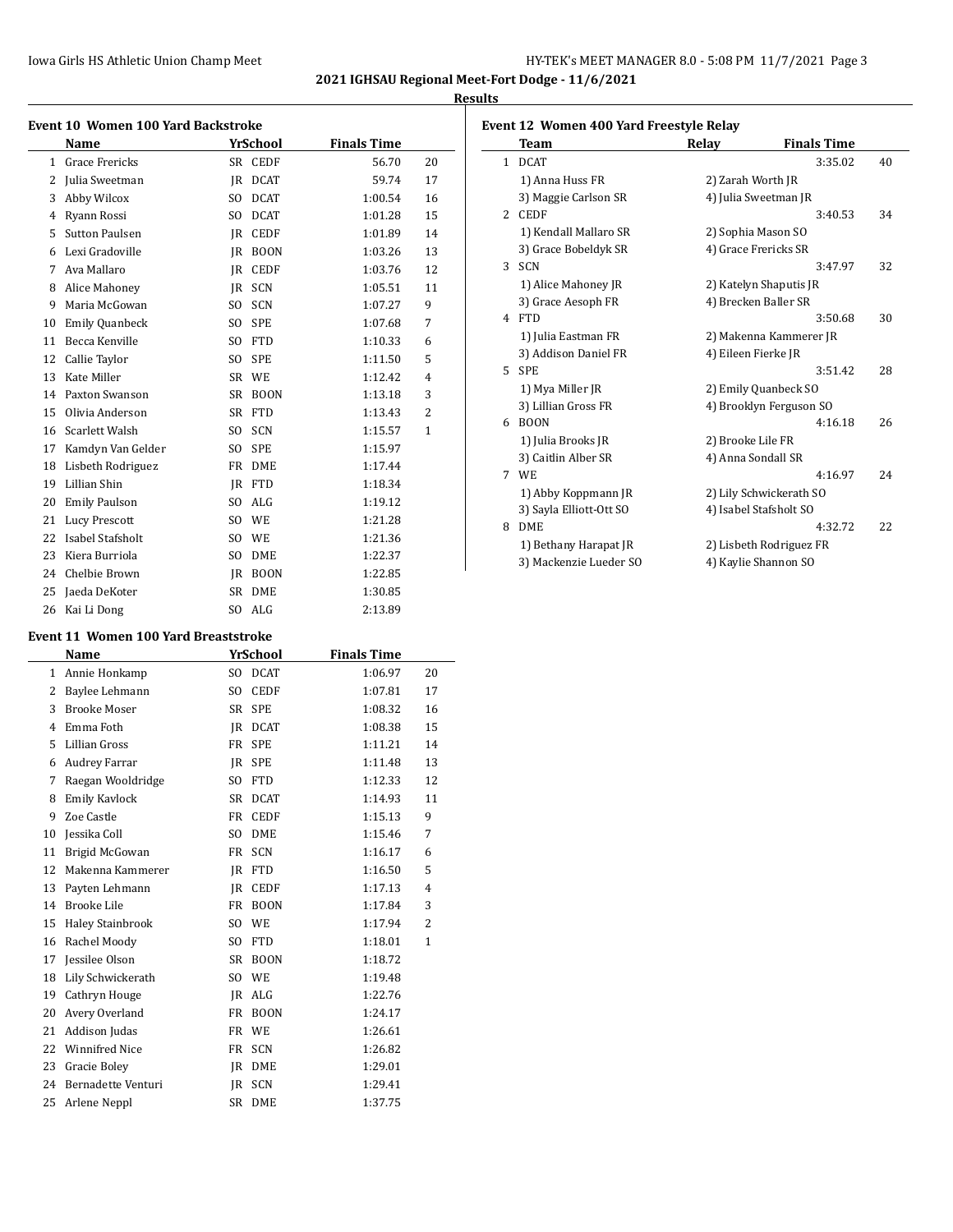## 2021 IGHSAU Regional Meet-Fort Dodge - 11/6/2021

### Results

#### Event 10 Women 100 Yard Backstroke

| | Name | Yr | School | Finals Time | |
|---|---|---|---|---|---|
| 1 | Grace Frericks | SR | CEDF | 56.70 | 20 |
| 2 | Julia Sweetman | JR | DCAT | 59.74 | 17 |
| 3 | Abby Wilcox | SO | DCAT | 1:00.54 | 16 |
| 4 | Ryann Rossi | SO | DCAT | 1:01.28 | 15 |
| 5 | Sutton Paulsen | JR | CEDF | 1:01.89 | 14 |
| 6 | Lexi Gradoville | JR | BOON | 1:03.26 | 13 |
| 7 | Ava Mallaro | JR | CEDF | 1:03.76 | 12 |
| 8 | Alice Mahoney | JR | SCN | 1:05.51 | 11 |
| 9 | Maria McGowan | SO | SCN | 1:07.27 | 9 |
| 10 | Emily Quanbeck | SO | SPE | 1:07.68 | 7 |
| 11 | Becca Kenville | SO | FTD | 1:10.33 | 6 |
| 12 | Callie Taylor | SO | SPE | 1:11.50 | 5 |
| 13 | Kate Miller | SR | WE | 1:12.42 | 4 |
| 14 | Paxton Swanson | SR | BOON | 1:13.18 | 3 |
| 15 | Olivia Anderson | SR | FTD | 1:13.43 | 2 |
| 16 | Scarlett Walsh | SO | SCN | 1:15.57 | 1 |
| 17 | Kamdyn Van Gelder | SO | SPE | 1:15.97 | |
| 18 | Lisbeth Rodriguez | FR | DME | 1:17.44 | |
| 19 | Lillian Shin | JR | FTD | 1:18.34 | |
| 20 | Emily Paulson | SO | ALG | 1:19.12 | |
| 21 | Lucy Prescott | SO | WE | 1:21.28 | |
| 22 | Isabel Stafsholt | SO | WE | 1:21.36 | |
| 23 | Kiera Burriola | SO | DME | 1:22.37 | |
| 24 | Chelbie Brown | JR | BOON | 1:22.85 | |
| 25 | Jaeda DeKoter | SR | DME | 1:30.85 | |
| 26 | Kai Li Dong | SO | ALG | 2:13.89 | |

#### Event 11 Women 100 Yard Breaststroke

| | Name | Yr | School | Finals Time | |
|---|---|---|---|---|---|
| 1 | Annie Honkamp | SO | DCAT | 1:06.97 | 20 |
| 2 | Baylee Lehmann | SO | CEDF | 1:07.81 | 17 |
| 3 | Brooke Moser | SR | SPE | 1:08.32 | 16 |
| 4 | Emma Foth | JR | DCAT | 1:08.38 | 15 |
| 5 | Lillian Gross | FR | SPE | 1:11.21 | 14 |
| 6 | Audrey Farrar | JR | SPE | 1:11.48 | 13 |
| 7 | Raegan Wooldridge | SO | FTD | 1:12.33 | 12 |
| 8 | Emily Kavlock | SR | DCAT | 1:14.93 | 11 |
| 9 | Zoe Castle | FR | CEDF | 1:15.13 | 9 |
| 10 | Jessika Coll | SO | DME | 1:15.46 | 7 |
| 11 | Brigid McGowan | FR | SCN | 1:16.17 | 6 |
| 12 | Makenna Kammerer | JR | FTD | 1:16.50 | 5 |
| 13 | Payten Lehmann | JR | CEDF | 1:17.13 | 4 |
| 14 | Brooke Lile | FR | BOON | 1:17.84 | 3 |
| 15 | Haley Stainbrook | SO | WE | 1:17.94 | 2 |
| 16 | Rachel Moody | SO | FTD | 1:18.01 | 1 |
| 17 | Jessilee Olson | SR | BOON | 1:18.72 | |
| 18 | Lily Schwickerath | SO | WE | 1:19.48 | |
| 19 | Cathryn Houge | JR | ALG | 1:22.76 | |
| 20 | Avery Overland | FR | BOON | 1:24.17 | |
| 21 | Addison Judas | FR | WE | 1:26.61 | |
| 22 | Winnifred Nice | FR | SCN | 1:26.82 | |
| 23 | Gracie Boley | JR | DME | 1:29.01 | |
| 24 | Bernadette Venturi | JR | SCN | 1:29.41 | |
| 25 | Arlene Neppl | SR | DME | 1:37.75 | |

#### Event 12 Women 400 Yard Freestyle Relay

| | Team | Relay | Finals Time | |
|---|---|---|---|---|
| 1 | DCAT | | 3:35.02 | 40 |
| | 1) Anna Huss FR | 2) Zarah Worth JR | | |
| | 3) Maggie Carlson SR | 4) Julia Sweetman JR | | |
| 2 | CEDF | | 3:40.53 | 34 |
| | 1) Kendall Mallaro SR | 2) Sophia Mason SO | | |
| | 3) Grace Bobeldyk SR | 4) Grace Frericks SR | | |
| 3 | SCN | | 3:47.97 | 32 |
| | 1) Alice Mahoney JR | 2) Katelyn Shaputis JR | | |
| | 3) Grace Aesoph FR | 4) Brecken Baller SR | | |
| 4 | FTD | | 3:50.68 | 30 |
| | 1) Julia Eastman FR | 2) Makenna Kammerer JR | | |
| | 3) Addison Daniel FR | 4) Eileen Fierke JR | | |
| 5 | SPE | | 3:51.42 | 28 |
| | 1) Mya Miller JR | 2) Emily Quanbeck SO | | |
| | 3) Lillian Gross FR | 4) Brooklyn Ferguson SO | | |
| 6 | BOON | | 4:16.18 | 26 |
| | 1) Julia Brooks JR | 2) Brooke Lile FR | | |
| | 3) Caitlin Alber SR | 4) Anna Sondall SR | | |
| 7 | WE | | 4:16.97 | 24 |
| | 1) Abby Koppmann JR | 2) Lily Schwickerath SO | | |
| | 3) Sayla Elliott-Ott SO | 4) Isabel Stafsholt SO | | |
| 8 | DME | | 4:32.72 | 22 |
| | 1) Bethany Harapat JR | 2) Lisbeth Rodriguez FR | | |
| | 3) Mackenzie Lueder SO | 4) Kaylie Shannon SO | | |